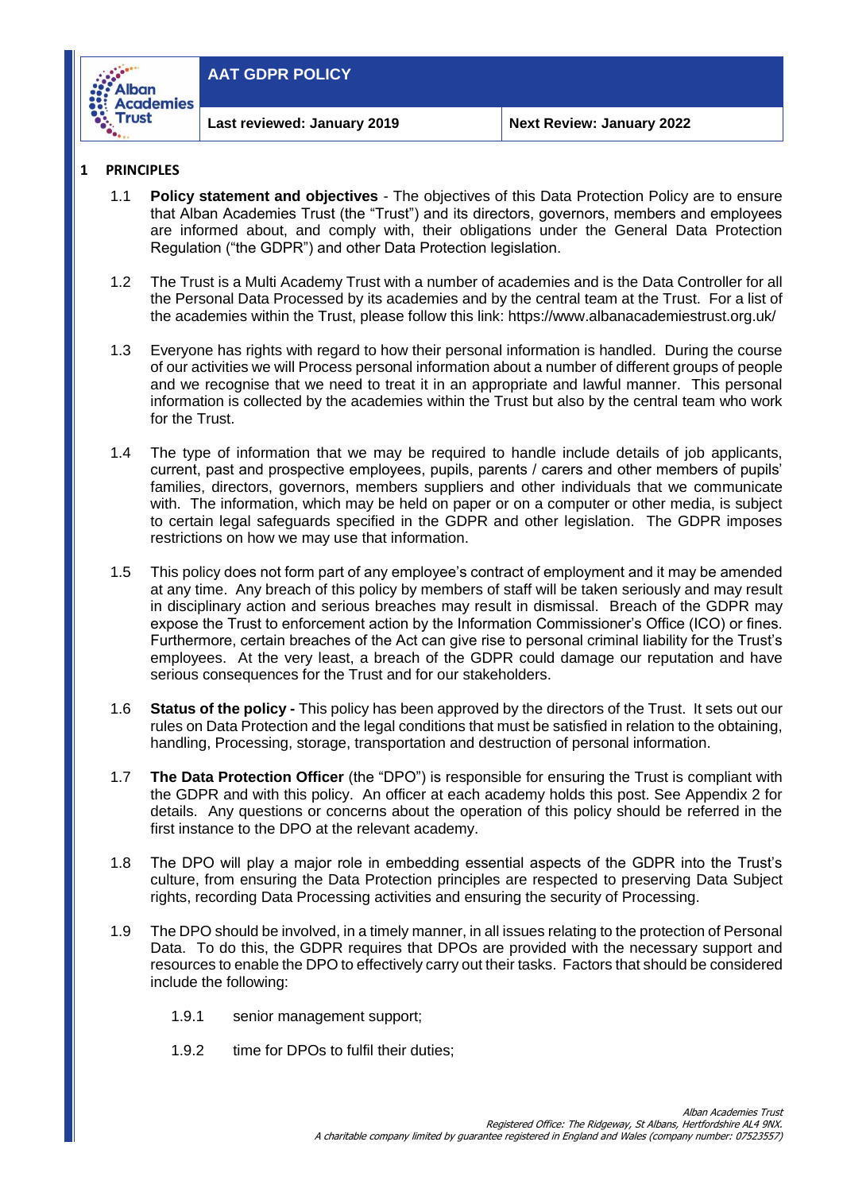| AAT GDPR POLICY | |
|---|---|
| **Last reviewed: January 2019** | **Next Review: January 2022** |

## 1 PRINCIPLES

1.1 **Policy statement and objectives** - The objectives of this Data Protection Policy are to ensure that Alban Academies Trust (the "Trust") and its directors, governors, members and employees are informed about, and comply with, their obligations under the General Data Protection Regulation ("the GDPR") and other Data Protection legislation.

1.2 The Trust is a Multi Academy Trust with a number of academies and is the Data Controller for all the Personal Data Processed by its academies and by the central team at the Trust. For a list of the academies within the Trust, please follow this link: https://www.albanacademiestrust.org.uk/

1.3 Everyone has rights with regard to how their personal information is handled. During the course of our activities we will Process personal information about a number of different groups of people and we recognise that we need to treat it in an appropriate and lawful manner. This personal information is collected by the academies within the Trust but also by the central team who work for the Trust.

1.4 The type of information that we may be required to handle include details of job applicants, current, past and prospective employees, pupils, parents / carers and other members of pupils' families, directors, governors, members suppliers and other individuals that we communicate with. The information, which may be held on paper or on a computer or other media, is subject to certain legal safeguards specified in the GDPR and other legislation. The GDPR imposes restrictions on how we may use that information.

1.5 This policy does not form part of any employee's contract of employment and it may be amended at any time. Any breach of this policy by members of staff will be taken seriously and may result in disciplinary action and serious breaches may result in dismissal. Breach of the GDPR may expose the Trust to enforcement action by the Information Commissioner's Office (ICO) or fines. Furthermore, certain breaches of the Act can give rise to personal criminal liability for the Trust's employees. At the very least, a breach of the GDPR could damage our reputation and have serious consequences for the Trust and for our stakeholders.

1.6 **Status of the policy -** This policy has been approved by the directors of the Trust. It sets out our rules on Data Protection and the legal conditions that must be satisfied in relation to the obtaining, handling, Processing, storage, transportation and destruction of personal information.

1.7 **The Data Protection Officer** (the "DPO") is responsible for ensuring the Trust is compliant with the GDPR and with this policy. An officer at each academy holds this post. See Appendix 2 for details. Any questions or concerns about the operation of this policy should be referred in the first instance to the DPO at the relevant academy.

1.8 The DPO will play a major role in embedding essential aspects of the GDPR into the Trust's culture, from ensuring the Data Protection principles are respected to preserving Data Subject rights, recording Data Processing activities and ensuring the security of Processing.

1.9 The DPO should be involved, in a timely manner, in all issues relating to the protection of Personal Data. To do this, the GDPR requires that DPOs are provided with the necessary support and resources to enable the DPO to effectively carry out their tasks. Factors that should be considered include the following:

1.9.1 senior management support;

1.9.2 time for DPOs to fulfil their duties;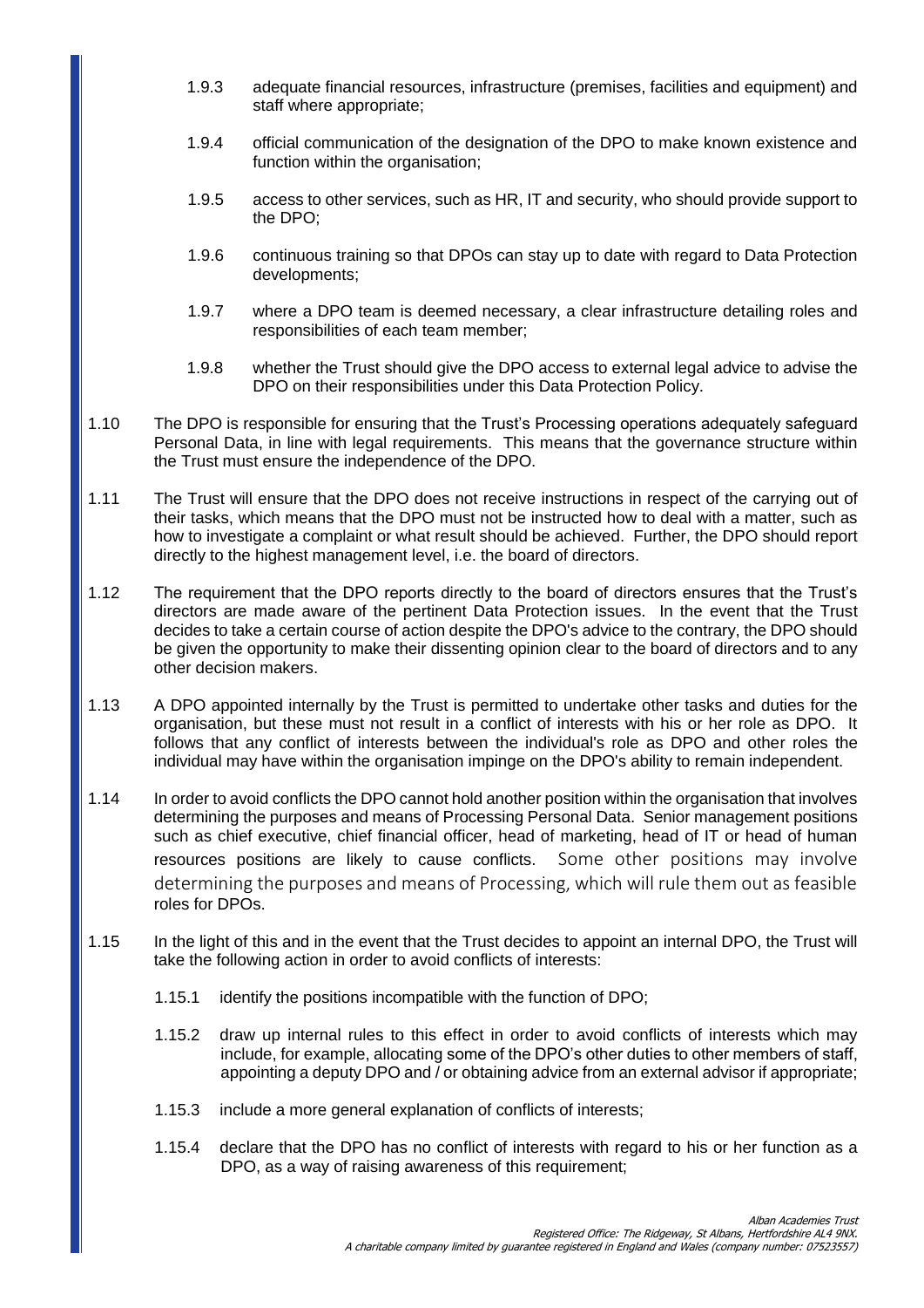1.9.3 adequate financial resources, infrastructure (premises, facilities and equipment) and staff where appropriate;

1.9.4 official communication of the designation of the DPO to make known existence and function within the organisation;

1.9.5 access to other services, such as HR, IT and security, who should provide support to the DPO;

1.9.6 continuous training so that DPOs can stay up to date with regard to Data Protection developments;

1.9.7 where a DPO team is deemed necessary, a clear infrastructure detailing roles and responsibilities of each team member;

1.9.8 whether the Trust should give the DPO access to external legal advice to advise the DPO on their responsibilities under this Data Protection Policy.

1.10 The DPO is responsible for ensuring that the Trust's Processing operations adequately safeguard Personal Data, in line with legal requirements. This means that the governance structure within the Trust must ensure the independence of the DPO.

1.11 The Trust will ensure that the DPO does not receive instructions in respect of the carrying out of their tasks, which means that the DPO must not be instructed how to deal with a matter, such as how to investigate a complaint or what result should be achieved. Further, the DPO should report directly to the highest management level, i.e. the board of directors.

1.12 The requirement that the DPO reports directly to the board of directors ensures that the Trust's directors are made aware of the pertinent Data Protection issues. In the event that the Trust decides to take a certain course of action despite the DPO's advice to the contrary, the DPO should be given the opportunity to make their dissenting opinion clear to the board of directors and to any other decision makers.

1.13 A DPO appointed internally by the Trust is permitted to undertake other tasks and duties for the organisation, but these must not result in a conflict of interests with his or her role as DPO. It follows that any conflict of interests between the individual's role as DPO and other roles the individual may have within the organisation impinge on the DPO's ability to remain independent.

1.14 In order to avoid conflicts the DPO cannot hold another position within the organisation that involves determining the purposes and means of Processing Personal Data. Senior management positions such as chief executive, chief financial officer, head of marketing, head of IT or head of human resources positions are likely to cause conflicts. Some other positions may involve determining the purposes and means of Processing, which will rule them out as feasible roles for DPOs.

1.15 In the light of this and in the event that the Trust decides to appoint an internal DPO, the Trust will take the following action in order to avoid conflicts of interests:

1.15.1 identify the positions incompatible with the function of DPO;

1.15.2 draw up internal rules to this effect in order to avoid conflicts of interests which may include, for example, allocating some of the DPO's other duties to other members of staff, appointing a deputy DPO and / or obtaining advice from an external advisor if appropriate;

1.15.3 include a more general explanation of conflicts of interests;

1.15.4 declare that the DPO has no conflict of interests with regard to his or her function as a DPO, as a way of raising awareness of this requirement;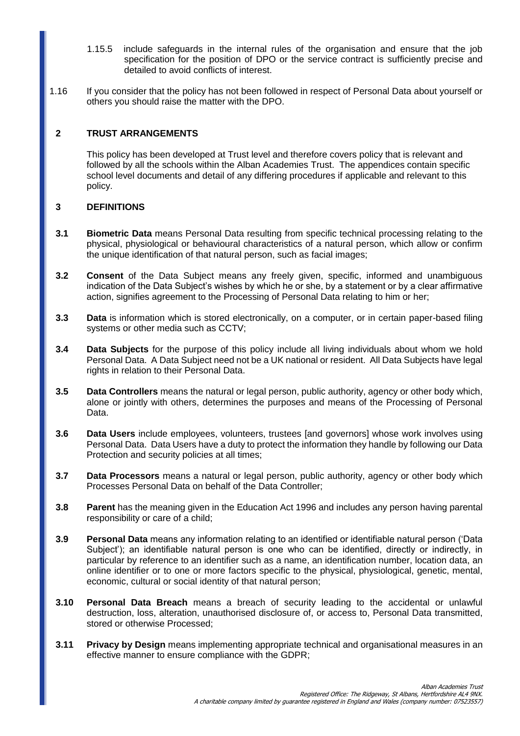1.15.5 include safeguards in the internal rules of the organisation and ensure that the job specification for the position of DPO or the service contract is sufficiently precise and detailed to avoid conflicts of interest.

1.16 If you consider that the policy has not been followed in respect of Personal Data about yourself or others you should raise the matter with the DPO.

## 2 TRUST ARRANGEMENTS

This policy has been developed at Trust level and therefore covers policy that is relevant and followed by all the schools within the Alban Academies Trust. The appendices contain specific school level documents and detail of any differing procedures if applicable and relevant to this policy.

## 3 DEFINITIONS

**3.1** **Biometric Data** means Personal Data resulting from specific technical processing relating to the physical, physiological or behavioural characteristics of a natural person, which allow or confirm the unique identification of that natural person, such as facial images;

**3.2** **Consent** of the Data Subject means any freely given, specific, informed and unambiguous indication of the Data Subject's wishes by which he or she, by a statement or by a clear affirmative action, signifies agreement to the Processing of Personal Data relating to him or her;

**3.3** **Data** is information which is stored electronically, on a computer, or in certain paper-based filing systems or other media such as CCTV;

**3.4** **Data Subjects** for the purpose of this policy include all living individuals about whom we hold Personal Data. A Data Subject need not be a UK national or resident. All Data Subjects have legal rights in relation to their Personal Data.

**3.5** **Data Controllers** means the natural or legal person, public authority, agency or other body which, alone or jointly with others, determines the purposes and means of the Processing of Personal Data.

**3.6** **Data Users** include employees, volunteers, trustees [and governors] whose work involves using Personal Data. Data Users have a duty to protect the information they handle by following our Data Protection and security policies at all times;

**3.7** **Data Processors** means a natural or legal person, public authority, agency or other body which Processes Personal Data on behalf of the Data Controller;

**3.8** **Parent** has the meaning given in the Education Act 1996 and includes any person having parental responsibility or care of a child;

**3.9** **Personal Data** means any information relating to an identified or identifiable natural person ('Data Subject'); an identifiable natural person is one who can be identified, directly or indirectly, in particular by reference to an identifier such as a name, an identification number, location data, an online identifier or to one or more factors specific to the physical, physiological, genetic, mental, economic, cultural or social identity of that natural person;

**3.10** **Personal Data Breach** means a breach of security leading to the accidental or unlawful destruction, loss, alteration, unauthorised disclosure of, or access to, Personal Data transmitted, stored or otherwise Processed;

**3.11** **Privacy by Design** means implementing appropriate technical and organisational measures in an effective manner to ensure compliance with the GDPR;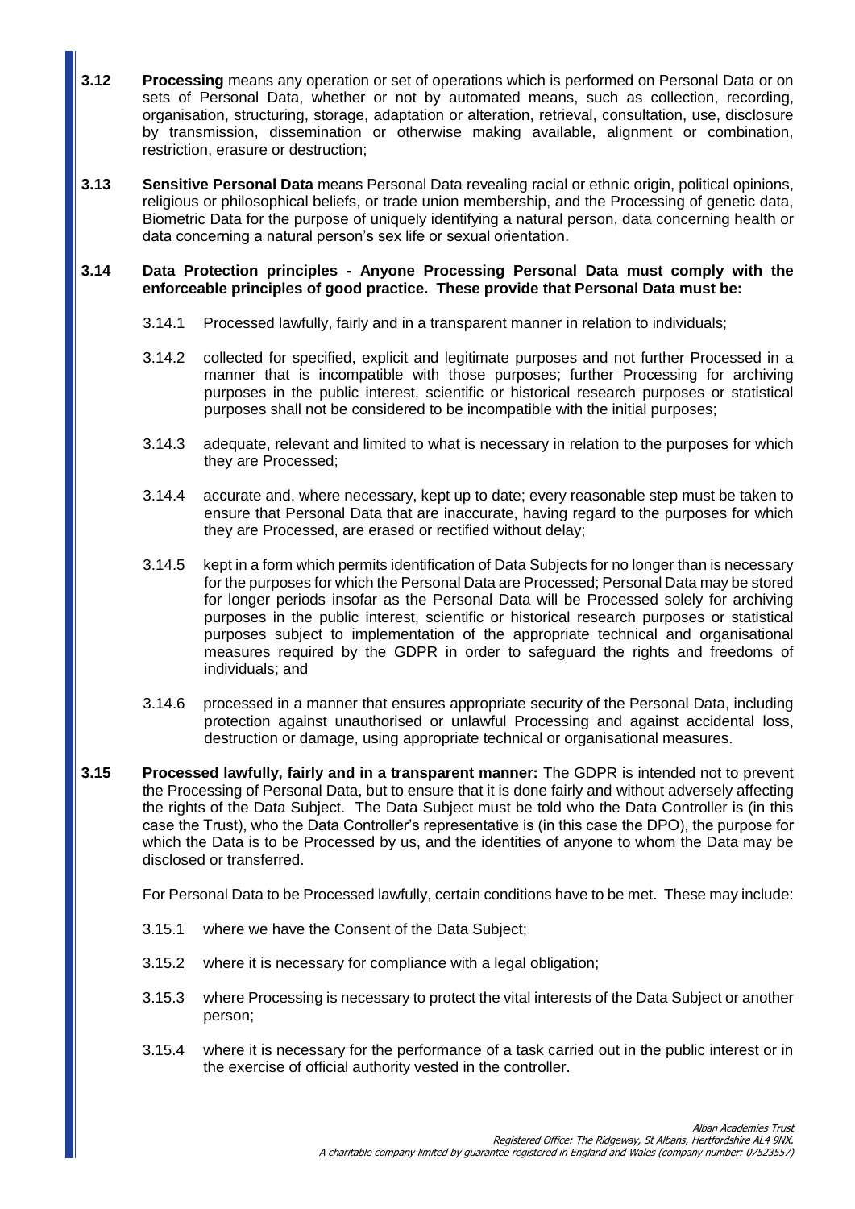**3.12** **Processing** means any operation or set of operations which is performed on Personal Data or on sets of Personal Data, whether or not by automated means, such as collection, recording, organisation, structuring, storage, adaptation or alteration, retrieval, consultation, use, disclosure by transmission, dissemination or otherwise making available, alignment or combination, restriction, erasure or destruction;

**3.13** **Sensitive Personal Data** means Personal Data revealing racial or ethnic origin, political opinions, religious or philosophical beliefs, or trade union membership, and the Processing of genetic data, Biometric Data for the purpose of uniquely identifying a natural person, data concerning health or data concerning a natural person's sex life or sexual orientation.

**3.14** **Data Protection principles - Anyone Processing Personal Data must comply with the enforceable principles of good practice. These provide that Personal Data must be:**

3.14.1 Processed lawfully, fairly and in a transparent manner in relation to individuals;

3.14.2 collected for specified, explicit and legitimate purposes and not further Processed in a manner that is incompatible with those purposes; further Processing for archiving purposes in the public interest, scientific or historical research purposes or statistical purposes shall not be considered to be incompatible with the initial purposes;

3.14.3 adequate, relevant and limited to what is necessary in relation to the purposes for which they are Processed;

3.14.4 accurate and, where necessary, kept up to date; every reasonable step must be taken to ensure that Personal Data that are inaccurate, having regard to the purposes for which they are Processed, are erased or rectified without delay;

3.14.5 kept in a form which permits identification of Data Subjects for no longer than is necessary for the purposes for which the Personal Data are Processed; Personal Data may be stored for longer periods insofar as the Personal Data will be Processed solely for archiving purposes in the public interest, scientific or historical research purposes or statistical purposes subject to implementation of the appropriate technical and organisational measures required by the GDPR in order to safeguard the rights and freedoms of individuals; and

3.14.6 processed in a manner that ensures appropriate security of the Personal Data, including protection against unauthorised or unlawful Processing and against accidental loss, destruction or damage, using appropriate technical or organisational measures.

**3.15** **Processed lawfully, fairly and in a transparent manner:** The GDPR is intended not to prevent the Processing of Personal Data, but to ensure that it is done fairly and without adversely affecting the rights of the Data Subject. The Data Subject must be told who the Data Controller is (in this case the Trust), who the Data Controller's representative is (in this case the DPO), the purpose for which the Data is to be Processed by us, and the identities of anyone to whom the Data may be disclosed or transferred.

For Personal Data to be Processed lawfully, certain conditions have to be met. These may include:

3.15.1 where we have the Consent of the Data Subject;

3.15.2 where it is necessary for compliance with a legal obligation;

3.15.3 where Processing is necessary to protect the vital interests of the Data Subject or another person;

3.15.4 where it is necessary for the performance of a task carried out in the public interest or in the exercise of official authority vested in the controller.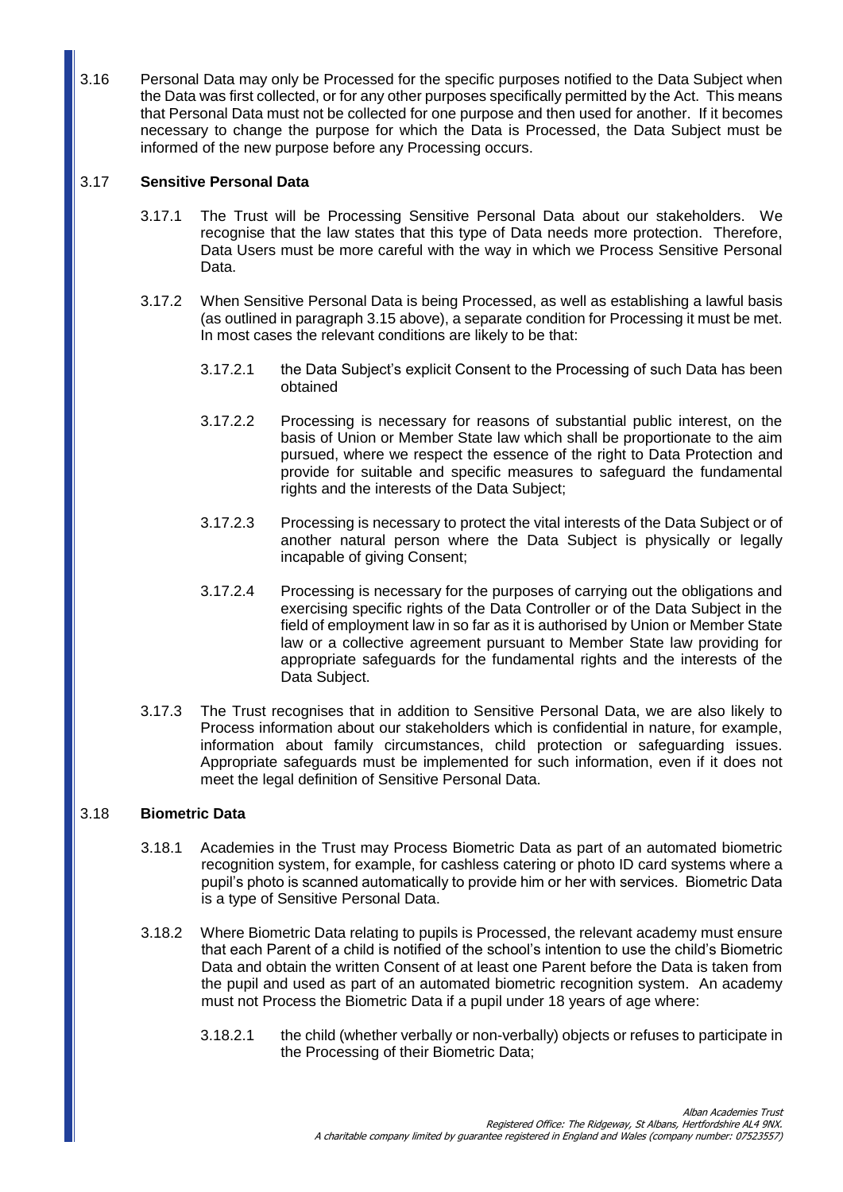3.16 Personal Data may only be Processed for the specific purposes notified to the Data Subject when the Data was first collected, or for any other purposes specifically permitted by the Act. This means that Personal Data must not be collected for one purpose and then used for another. If it becomes necessary to change the purpose for which the Data is Processed, the Data Subject must be informed of the new purpose before any Processing occurs.

3.17 **Sensitive Personal Data**

3.17.1 The Trust will be Processing Sensitive Personal Data about our stakeholders. We recognise that the law states that this type of Data needs more protection. Therefore, Data Users must be more careful with the way in which we Process Sensitive Personal Data.

3.17.2 When Sensitive Personal Data is being Processed, as well as establishing a lawful basis (as outlined in paragraph 3.15 above), a separate condition for Processing it must be met. In most cases the relevant conditions are likely to be that:

3.17.2.1 the Data Subject's explicit Consent to the Processing of such Data has been obtained

3.17.2.2 Processing is necessary for reasons of substantial public interest, on the basis of Union or Member State law which shall be proportionate to the aim pursued, where we respect the essence of the right to Data Protection and provide for suitable and specific measures to safeguard the fundamental rights and the interests of the Data Subject;

3.17.2.3 Processing is necessary to protect the vital interests of the Data Subject or of another natural person where the Data Subject is physically or legally incapable of giving Consent;

3.17.2.4 Processing is necessary for the purposes of carrying out the obligations and exercising specific rights of the Data Controller or of the Data Subject in the field of employment law in so far as it is authorised by Union or Member State law or a collective agreement pursuant to Member State law providing for appropriate safeguards for the fundamental rights and the interests of the Data Subject.

3.17.3 The Trust recognises that in addition to Sensitive Personal Data, we are also likely to Process information about our stakeholders which is confidential in nature, for example, information about family circumstances, child protection or safeguarding issues. Appropriate safeguards must be implemented for such information, even if it does not meet the legal definition of Sensitive Personal Data.

3.18 **Biometric Data**

3.18.1 Academies in the Trust may Process Biometric Data as part of an automated biometric recognition system, for example, for cashless catering or photo ID card systems where a pupil's photo is scanned automatically to provide him or her with services. Biometric Data is a type of Sensitive Personal Data.

3.18.2 Where Biometric Data relating to pupils is Processed, the relevant academy must ensure that each Parent of a child is notified of the school's intention to use the child's Biometric Data and obtain the written Consent of at least one Parent before the Data is taken from the pupil and used as part of an automated biometric recognition system. An academy must not Process the Biometric Data if a pupil under 18 years of age where:

3.18.2.1 the child (whether verbally or non-verbally) objects or refuses to participate in the Processing of their Biometric Data;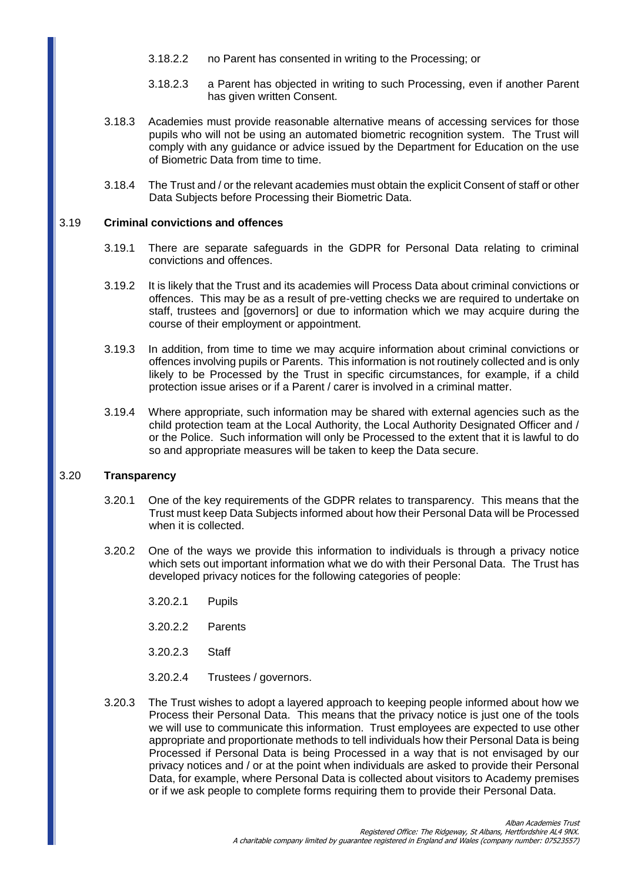3.18.2.2 no Parent has consented in writing to the Processing; or

3.18.2.3 a Parent has objected in writing to such Processing, even if another Parent has given written Consent.

3.18.3 Academies must provide reasonable alternative means of accessing services for those pupils who will not be using an automated biometric recognition system. The Trust will comply with any guidance or advice issued by the Department for Education on the use of Biometric Data from time to time.

3.18.4 The Trust and / or the relevant academies must obtain the explicit Consent of staff or other Data Subjects before Processing their Biometric Data.

### 3.19 Criminal convictions and offences

3.19.1 There are separate safeguards in the GDPR for Personal Data relating to criminal convictions and offences.

3.19.2 It is likely that the Trust and its academies will Process Data about criminal convictions or offences. This may be as a result of pre-vetting checks we are required to undertake on staff, trustees and [governors] or due to information which we may acquire during the course of their employment or appointment.

3.19.3 In addition, from time to time we may acquire information about criminal convictions or offences involving pupils or Parents. This information is not routinely collected and is only likely to be Processed by the Trust in specific circumstances, for example, if a child protection issue arises or if a Parent / carer is involved in a criminal matter.

3.19.4 Where appropriate, such information may be shared with external agencies such as the child protection team at the Local Authority, the Local Authority Designated Officer and / or the Police. Such information will only be Processed to the extent that it is lawful to do so and appropriate measures will be taken to keep the Data secure.

### 3.20 Transparency

3.20.1 One of the key requirements of the GDPR relates to transparency. This means that the Trust must keep Data Subjects informed about how their Personal Data will be Processed when it is collected.

3.20.2 One of the ways we provide this information to individuals is through a privacy notice which sets out important information what we do with their Personal Data. The Trust has developed privacy notices for the following categories of people:

3.20.2.1 Pupils

3.20.2.2 Parents

3.20.2.3 Staff

3.20.2.4 Trustees / governors.

3.20.3 The Trust wishes to adopt a layered approach to keeping people informed about how we Process their Personal Data. This means that the privacy notice is just one of the tools we will use to communicate this information. Trust employees are expected to use other appropriate and proportionate methods to tell individuals how their Personal Data is being Processed if Personal Data is being Processed in a way that is not envisaged by our privacy notices and / or at the point when individuals are asked to provide their Personal Data, for example, where Personal Data is collected about visitors to Academy premises or if we ask people to complete forms requiring them to provide their Personal Data.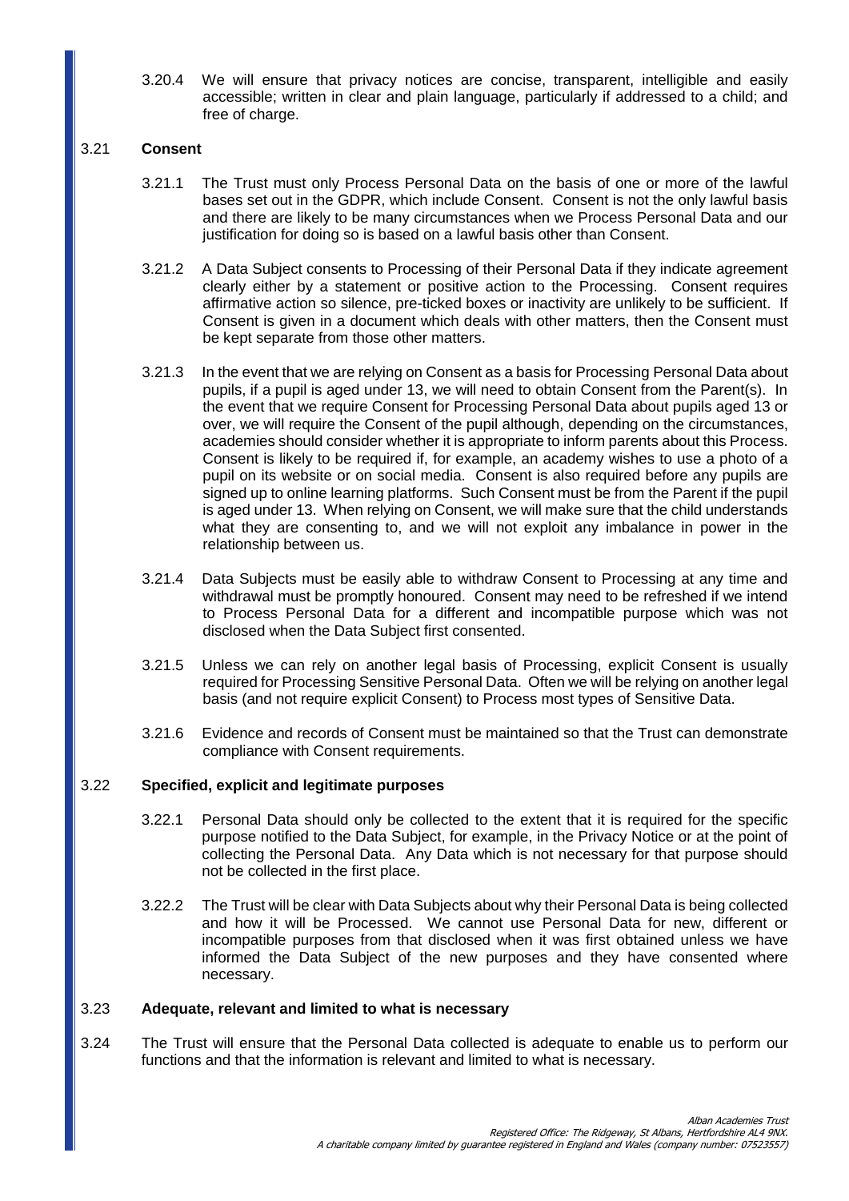3.20.4 We will ensure that privacy notices are concise, transparent, intelligible and easily accessible; written in clear and plain language, particularly if addressed to a child; and free of charge.

3.21 **Consent**

3.21.1 The Trust must only Process Personal Data on the basis of one or more of the lawful bases set out in the GDPR, which include Consent. Consent is not the only lawful basis and there are likely to be many circumstances when we Process Personal Data and our justification for doing so is based on a lawful basis other than Consent.

3.21.2 A Data Subject consents to Processing of their Personal Data if they indicate agreement clearly either by a statement or positive action to the Processing. Consent requires affirmative action so silence, pre-ticked boxes or inactivity are unlikely to be sufficient. If Consent is given in a document which deals with other matters, then the Consent must be kept separate from those other matters.

3.21.3 In the event that we are relying on Consent as a basis for Processing Personal Data about pupils, if a pupil is aged under 13, we will need to obtain Consent from the Parent(s). In the event that we require Consent for Processing Personal Data about pupils aged 13 or over, we will require the Consent of the pupil although, depending on the circumstances, academies should consider whether it is appropriate to inform parents about this Process. Consent is likely to be required if, for example, an academy wishes to use a photo of a pupil on its website or on social media. Consent is also required before any pupils are signed up to online learning platforms. Such Consent must be from the Parent if the pupil is aged under 13. When relying on Consent, we will make sure that the child understands what they are consenting to, and we will not exploit any imbalance in power in the relationship between us.

3.21.4 Data Subjects must be easily able to withdraw Consent to Processing at any time and withdrawal must be promptly honoured. Consent may need to be refreshed if we intend to Process Personal Data for a different and incompatible purpose which was not disclosed when the Data Subject first consented.

3.21.5 Unless we can rely on another legal basis of Processing, explicit Consent is usually required for Processing Sensitive Personal Data. Often we will be relying on another legal basis (and not require explicit Consent) to Process most types of Sensitive Data.

3.21.6 Evidence and records of Consent must be maintained so that the Trust can demonstrate compliance with Consent requirements.

3.22 **Specified, explicit and legitimate purposes**

3.22.1 Personal Data should only be collected to the extent that it is required for the specific purpose notified to the Data Subject, for example, in the Privacy Notice or at the point of collecting the Personal Data. Any Data which is not necessary for that purpose should not be collected in the first place.

3.22.2 The Trust will be clear with Data Subjects about why their Personal Data is being collected and how it will be Processed. We cannot use Personal Data for new, different or incompatible purposes from that disclosed when it was first obtained unless we have informed the Data Subject of the new purposes and they have consented where necessary.

3.23 **Adequate, relevant and limited to what is necessary**

3.24 The Trust will ensure that the Personal Data collected is adequate to enable us to perform our functions and that the information is relevant and limited to what is necessary.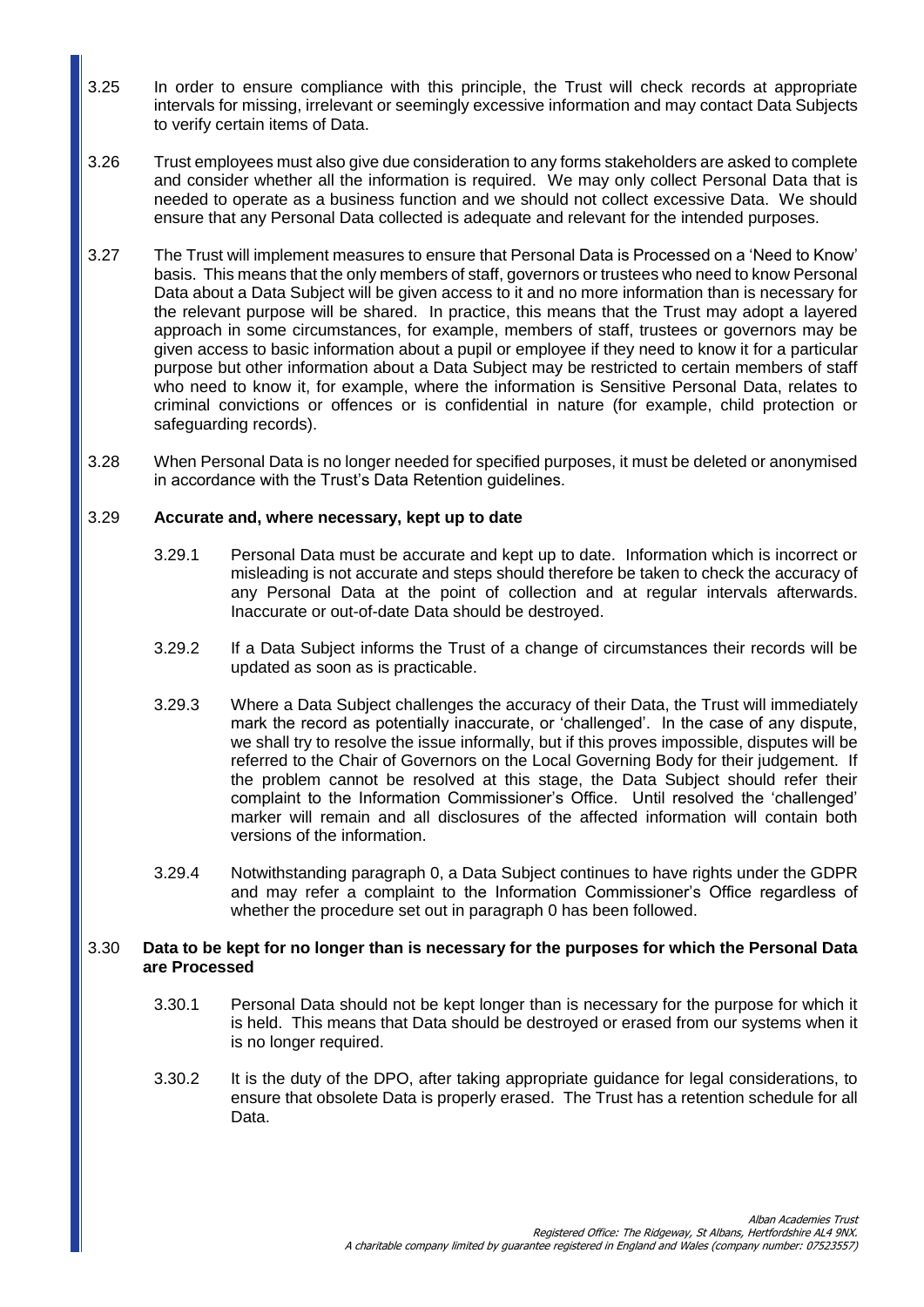3.25 In order to ensure compliance with this principle, the Trust will check records at appropriate intervals for missing, irrelevant or seemingly excessive information and may contact Data Subjects to verify certain items of Data.

3.26 Trust employees must also give due consideration to any forms stakeholders are asked to complete and consider whether all the information is required. We may only collect Personal Data that is needed to operate as a business function and we should not collect excessive Data. We should ensure that any Personal Data collected is adequate and relevant for the intended purposes.

3.27 The Trust will implement measures to ensure that Personal Data is Processed on a 'Need to Know' basis. This means that the only members of staff, governors or trustees who need to know Personal Data about a Data Subject will be given access to it and no more information than is necessary for the relevant purpose will be shared. In practice, this means that the Trust may adopt a layered approach in some circumstances, for example, members of staff, trustees or governors may be given access to basic information about a pupil or employee if they need to know it for a particular purpose but other information about a Data Subject may be restricted to certain members of staff who need to know it, for example, where the information is Sensitive Personal Data, relates to criminal convictions or offences or is confidential in nature (for example, child protection or safeguarding records).

3.28 When Personal Data is no longer needed for specified purposes, it must be deleted or anonymised in accordance with the Trust's Data Retention guidelines.

3.29 **Accurate and, where necessary, kept up to date**

3.29.1 Personal Data must be accurate and kept up to date. Information which is incorrect or misleading is not accurate and steps should therefore be taken to check the accuracy of any Personal Data at the point of collection and at regular intervals afterwards. Inaccurate or out-of-date Data should be destroyed.

3.29.2 If a Data Subject informs the Trust of a change of circumstances their records will be updated as soon as is practicable.

3.29.3 Where a Data Subject challenges the accuracy of their Data, the Trust will immediately mark the record as potentially inaccurate, or 'challenged'. In the case of any dispute, we shall try to resolve the issue informally, but if this proves impossible, disputes will be referred to the Chair of Governors on the Local Governing Body for their judgement. If the problem cannot be resolved at this stage, the Data Subject should refer their complaint to the Information Commissioner's Office. Until resolved the 'challenged' marker will remain and all disclosures of the affected information will contain both versions of the information.

3.29.4 Notwithstanding paragraph 0, a Data Subject continues to have rights under the GDPR and may refer a complaint to the Information Commissioner's Office regardless of whether the procedure set out in paragraph 0 has been followed.

3.30 **Data to be kept for no longer than is necessary for the purposes for which the Personal Data are Processed**

3.30.1 Personal Data should not be kept longer than is necessary for the purpose for which it is held. This means that Data should be destroyed or erased from our systems when it is no longer required.

3.30.2 It is the duty of the DPO, after taking appropriate guidance for legal considerations, to ensure that obsolete Data is properly erased. The Trust has a retention schedule for all Data.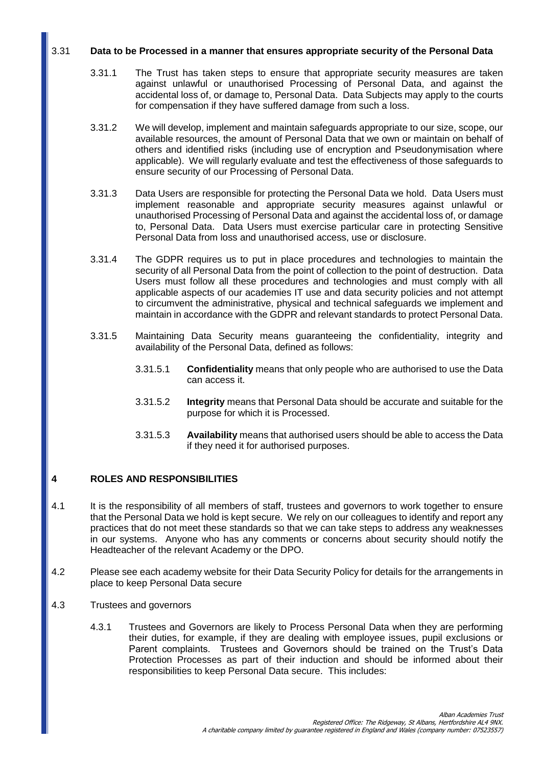3.31 **Data to be Processed in a manner that ensures appropriate security of the Personal Data**

3.31.1 The Trust has taken steps to ensure that appropriate security measures are taken against unlawful or unauthorised Processing of Personal Data, and against the accidental loss of, or damage to, Personal Data. Data Subjects may apply to the courts for compensation if they have suffered damage from such a loss.

3.31.2 We will develop, implement and maintain safeguards appropriate to our size, scope, our available resources, the amount of Personal Data that we own or maintain on behalf of others and identified risks (including use of encryption and Pseudonymisation where applicable). We will regularly evaluate and test the effectiveness of those safeguards to ensure security of our Processing of Personal Data.

3.31.3 Data Users are responsible for protecting the Personal Data we hold. Data Users must implement reasonable and appropriate security measures against unlawful or unauthorised Processing of Personal Data and against the accidental loss of, or damage to, Personal Data. Data Users must exercise particular care in protecting Sensitive Personal Data from loss and unauthorised access, use or disclosure.

3.31.4 The GDPR requires us to put in place procedures and technologies to maintain the security of all Personal Data from the point of collection to the point of destruction. Data Users must follow all these procedures and technologies and must comply with all applicable aspects of our academies IT use and data security policies and not attempt to circumvent the administrative, physical and technical safeguards we implement and maintain in accordance with the GDPR and relevant standards to protect Personal Data.

3.31.5 Maintaining Data Security means guaranteeing the confidentiality, integrity and availability of the Personal Data, defined as follows:

3.31.5.1 **Confidentiality** means that only people who are authorised to use the Data can access it.

3.31.5.2 **Integrity** means that Personal Data should be accurate and suitable for the purpose for which it is Processed.

3.31.5.3 **Availability** means that authorised users should be able to access the Data if they need it for authorised purposes.

## 4 ROLES AND RESPONSIBILITIES

4.1 It is the responsibility of all members of staff, trustees and governors to work together to ensure that the Personal Data we hold is kept secure. We rely on our colleagues to identify and report any practices that do not meet these standards so that we can take steps to address any weaknesses in our systems. Anyone who has any comments or concerns about security should notify the Headteacher of the relevant Academy or the DPO.

4.2 Please see each academy website for their Data Security Policy for details for the arrangements in place to keep Personal Data secure

4.3 Trustees and governors

4.3.1 Trustees and Governors are likely to Process Personal Data when they are performing their duties, for example, if they are dealing with employee issues, pupil exclusions or Parent complaints. Trustees and Governors should be trained on the Trust's Data Protection Processes as part of their induction and should be informed about their responsibilities to keep Personal Data secure. This includes: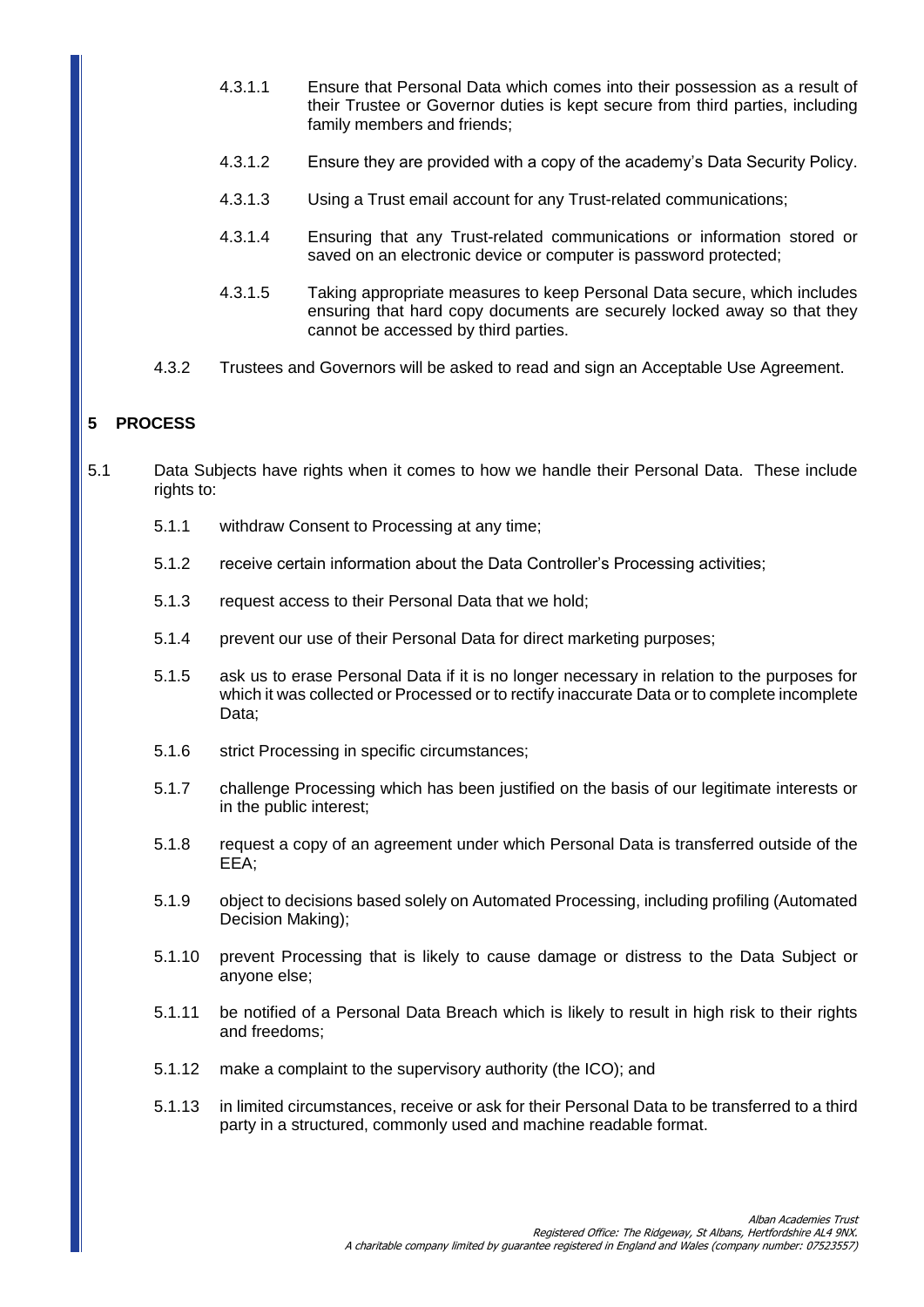4.3.1.1 Ensure that Personal Data which comes into their possession as a result of their Trustee or Governor duties is kept secure from third parties, including family members and friends;

4.3.1.2 Ensure they are provided with a copy of the academy's Data Security Policy.

4.3.1.3 Using a Trust email account for any Trust-related communications;

4.3.1.4 Ensuring that any Trust-related communications or information stored or saved on an electronic device or computer is password protected;

4.3.1.5 Taking appropriate measures to keep Personal Data secure, which includes ensuring that hard copy documents are securely locked away so that they cannot be accessed by third parties.

4.3.2 Trustees and Governors will be asked to read and sign an Acceptable Use Agreement.

## 5 PROCESS

5.1 Data Subjects have rights when it comes to how we handle their Personal Data. These include rights to:

5.1.1 withdraw Consent to Processing at any time;

5.1.2 receive certain information about the Data Controller's Processing activities;

5.1.3 request access to their Personal Data that we hold;

5.1.4 prevent our use of their Personal Data for direct marketing purposes;

5.1.5 ask us to erase Personal Data if it is no longer necessary in relation to the purposes for which it was collected or Processed or to rectify inaccurate Data or to complete incomplete Data;

5.1.6 strict Processing in specific circumstances;

5.1.7 challenge Processing which has been justified on the basis of our legitimate interests or in the public interest;

5.1.8 request a copy of an agreement under which Personal Data is transferred outside of the EEA;

5.1.9 object to decisions based solely on Automated Processing, including profiling (Automated Decision Making);

5.1.10 prevent Processing that is likely to cause damage or distress to the Data Subject or anyone else;

5.1.11 be notified of a Personal Data Breach which is likely to result in high risk to their rights and freedoms;

5.1.12 make a complaint to the supervisory authority (the ICO); and

5.1.13 in limited circumstances, receive or ask for their Personal Data to be transferred to a third party in a structured, commonly used and machine readable format.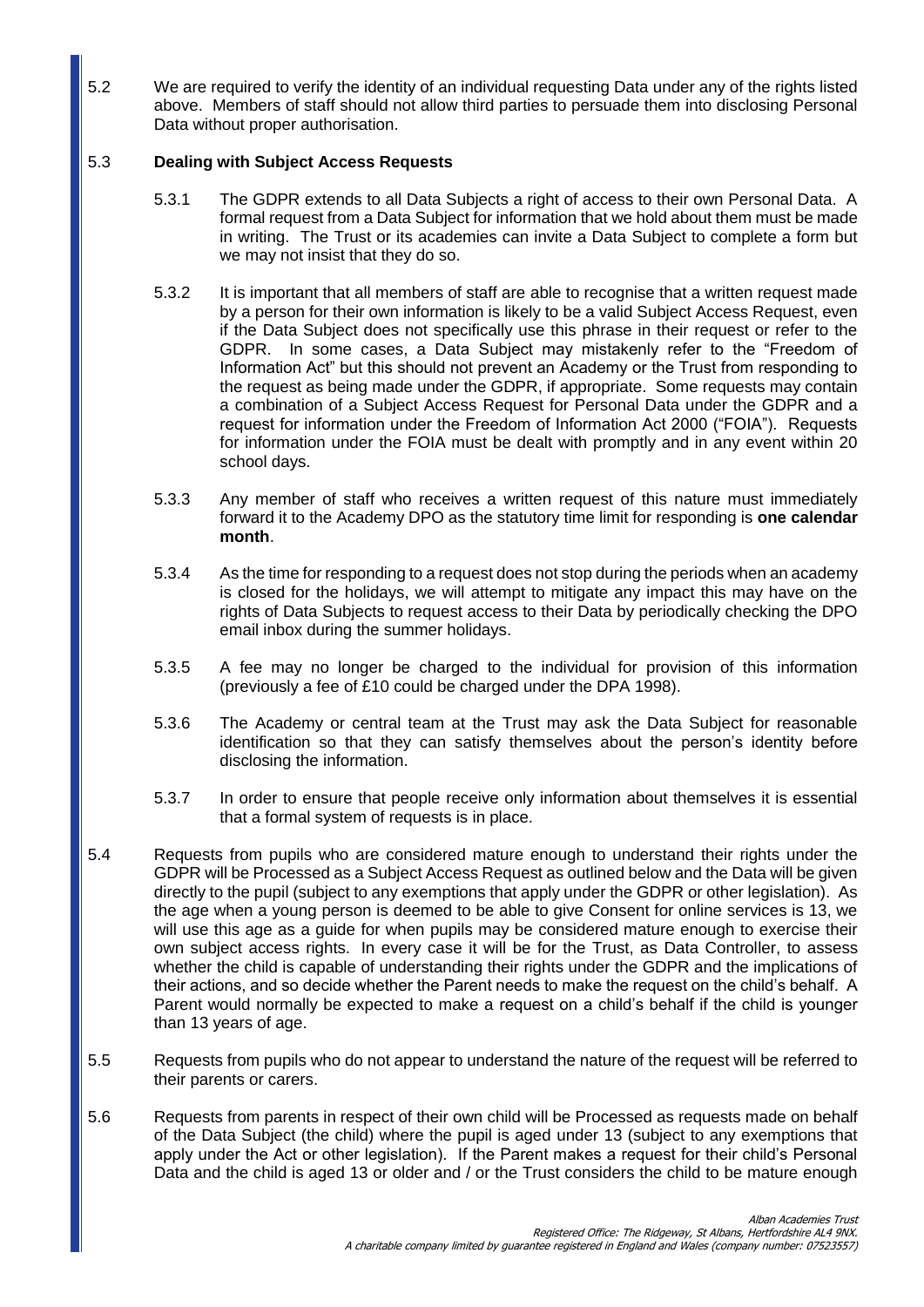5.2 We are required to verify the identity of an individual requesting Data under any of the rights listed above. Members of staff should not allow third parties to persuade them into disclosing Personal Data without proper authorisation.

5.3 **Dealing with Subject Access Requests**

5.3.1 The GDPR extends to all Data Subjects a right of access to their own Personal Data. A formal request from a Data Subject for information that we hold about them must be made in writing. The Trust or its academies can invite a Data Subject to complete a form but we may not insist that they do so.

5.3.2 It is important that all members of staff are able to recognise that a written request made by a person for their own information is likely to be a valid Subject Access Request, even if the Data Subject does not specifically use this phrase in their request or refer to the GDPR. In some cases, a Data Subject may mistakenly refer to the "Freedom of Information Act" but this should not prevent an Academy or the Trust from responding to the request as being made under the GDPR, if appropriate. Some requests may contain a combination of a Subject Access Request for Personal Data under the GDPR and a request for information under the Freedom of Information Act 2000 ("FOIA"). Requests for information under the FOIA must be dealt with promptly and in any event within 20 school days.

5.3.3 Any member of staff who receives a written request of this nature must immediately forward it to the Academy DPO as the statutory time limit for responding is **one calendar month**.

5.3.4 As the time for responding to a request does not stop during the periods when an academy is closed for the holidays, we will attempt to mitigate any impact this may have on the rights of Data Subjects to request access to their Data by periodically checking the DPO email inbox during the summer holidays.

5.3.5 A fee may no longer be charged to the individual for provision of this information (previously a fee of £10 could be charged under the DPA 1998).

5.3.6 The Academy or central team at the Trust may ask the Data Subject for reasonable identification so that they can satisfy themselves about the person's identity before disclosing the information.

5.3.7 In order to ensure that people receive only information about themselves it is essential that a formal system of requests is in place.

5.4 Requests from pupils who are considered mature enough to understand their rights under the GDPR will be Processed as a Subject Access Request as outlined below and the Data will be given directly to the pupil (subject to any exemptions that apply under the GDPR or other legislation). As the age when a young person is deemed to be able to give Consent for online services is 13, we will use this age as a guide for when pupils may be considered mature enough to exercise their own subject access rights. In every case it will be for the Trust, as Data Controller, to assess whether the child is capable of understanding their rights under the GDPR and the implications of their actions, and so decide whether the Parent needs to make the request on the child's behalf. A Parent would normally be expected to make a request on a child's behalf if the child is younger than 13 years of age.

5.5 Requests from pupils who do not appear to understand the nature of the request will be referred to their parents or carers.

5.6 Requests from parents in respect of their own child will be Processed as requests made on behalf of the Data Subject (the child) where the pupil is aged under 13 (subject to any exemptions that apply under the Act or other legislation). If the Parent makes a request for their child's Personal Data and the child is aged 13 or older and / or the Trust considers the child to be mature enough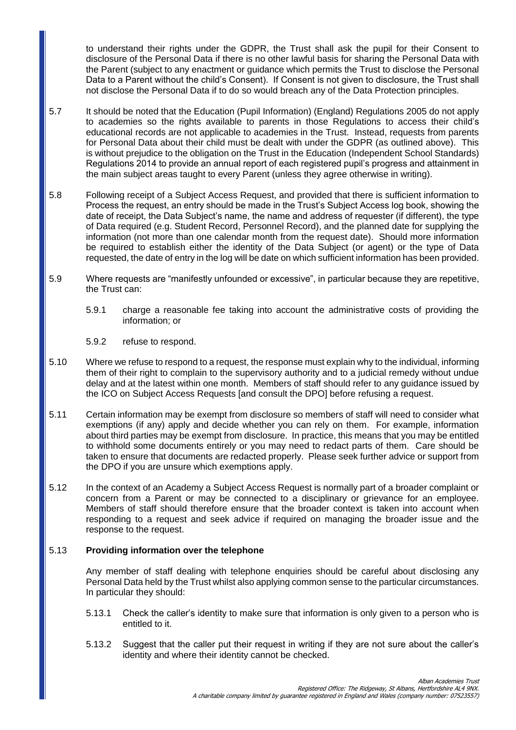to understand their rights under the GDPR, the Trust shall ask the pupil for their Consent to disclosure of the Personal Data if there is no other lawful basis for sharing the Personal Data with the Parent (subject to any enactment or guidance which permits the Trust to disclose the Personal Data to a Parent without the child's Consent). If Consent is not given to disclosure, the Trust shall not disclose the Personal Data if to do so would breach any of the Data Protection principles.

5.7 It should be noted that the Education (Pupil Information) (England) Regulations 2005 do not apply to academies so the rights available to parents in those Regulations to access their child's educational records are not applicable to academies in the Trust. Instead, requests from parents for Personal Data about their child must be dealt with under the GDPR (as outlined above). This is without prejudice to the obligation on the Trust in the Education (Independent School Standards) Regulations 2014 to provide an annual report of each registered pupil's progress and attainment in the main subject areas taught to every Parent (unless they agree otherwise in writing).

5.8 Following receipt of a Subject Access Request, and provided that there is sufficient information to Process the request, an entry should be made in the Trust's Subject Access log book, showing the date of receipt, the Data Subject's name, the name and address of requester (if different), the type of Data required (e.g. Student Record, Personnel Record), and the planned date for supplying the information (not more than one calendar month from the request date). Should more information be required to establish either the identity of the Data Subject (or agent) or the type of Data requested, the date of entry in the log will be date on which sufficient information has been provided.

5.9 Where requests are "manifestly unfounded or excessive", in particular because they are repetitive, the Trust can:

5.9.1 charge a reasonable fee taking into account the administrative costs of providing the information; or

5.9.2 refuse to respond.

5.10 Where we refuse to respond to a request, the response must explain why to the individual, informing them of their right to complain to the supervisory authority and to a judicial remedy without undue delay and at the latest within one month. Members of staff should refer to any guidance issued by the ICO on Subject Access Requests [and consult the DPO] before refusing a request.

5.11 Certain information may be exempt from disclosure so members of staff will need to consider what exemptions (if any) apply and decide whether you can rely on them. For example, information about third parties may be exempt from disclosure. In practice, this means that you may be entitled to withhold some documents entirely or you may need to redact parts of them. Care should be taken to ensure that documents are redacted properly. Please seek further advice or support from the DPO if you are unsure which exemptions apply.

5.12 In the context of an Academy a Subject Access Request is normally part of a broader complaint or concern from a Parent or may be connected to a disciplinary or grievance for an employee. Members of staff should therefore ensure that the broader context is taken into account when responding to a request and seek advice if required on managing the broader issue and the response to the request.

5.13 **Providing information over the telephone**

Any member of staff dealing with telephone enquiries should be careful about disclosing any Personal Data held by the Trust whilst also applying common sense to the particular circumstances. In particular they should:

5.13.1 Check the caller's identity to make sure that information is only given to a person who is entitled to it.

5.13.2 Suggest that the caller put their request in writing if they are not sure about the caller's identity and where their identity cannot be checked.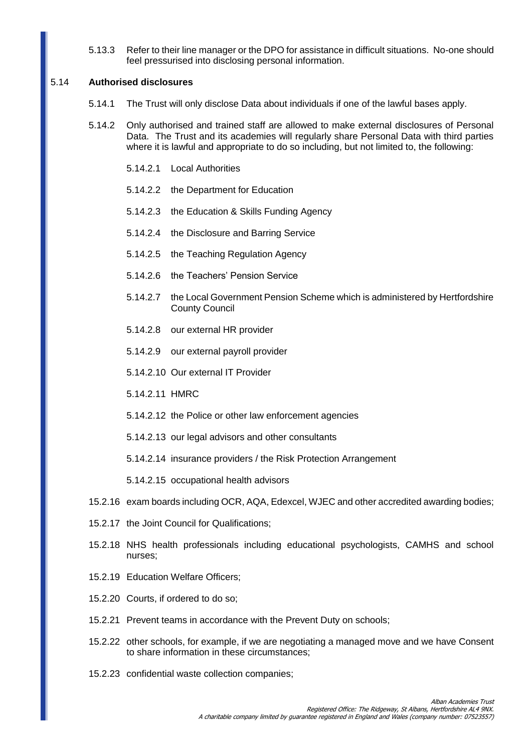5.13.3 Refer to their line manager or the DPO for assistance in difficult situations. No-one should feel pressurised into disclosing personal information.

### 5.14 Authorised disclosures

5.14.1 The Trust will only disclose Data about individuals if one of the lawful bases apply.

5.14.2 Only authorised and trained staff are allowed to make external disclosures of Personal Data. The Trust and its academies will regularly share Personal Data with third parties where it is lawful and appropriate to do so including, but not limited to, the following:

5.14.2.1 Local Authorities

5.14.2.2 the Department for Education

5.14.2.3 the Education & Skills Funding Agency

5.14.2.4 the Disclosure and Barring Service

5.14.2.5 the Teaching Regulation Agency

5.14.2.6 the Teachers' Pension Service

5.14.2.7 the Local Government Pension Scheme which is administered by Hertfordshire County Council

5.14.2.8 our external HR provider

5.14.2.9 our external payroll provider

5.14.2.10 Our external IT Provider

5.14.2.11 HMRC

5.14.2.12 the Police or other law enforcement agencies

5.14.2.13 our legal advisors and other consultants

5.14.2.14 insurance providers / the Risk Protection Arrangement

5.14.2.15 occupational health advisors

15.2.16 exam boards including OCR, AQA, Edexcel, WJEC and other accredited awarding bodies;

15.2.17 the Joint Council for Qualifications;

15.2.18 NHS health professionals including educational psychologists, CAMHS and school nurses;

15.2.19 Education Welfare Officers;

15.2.20 Courts, if ordered to do so;

15.2.21 Prevent teams in accordance with the Prevent Duty on schools;

15.2.22 other schools, for example, if we are negotiating a managed move and we have Consent to share information in these circumstances;

15.2.23 confidential waste collection companies;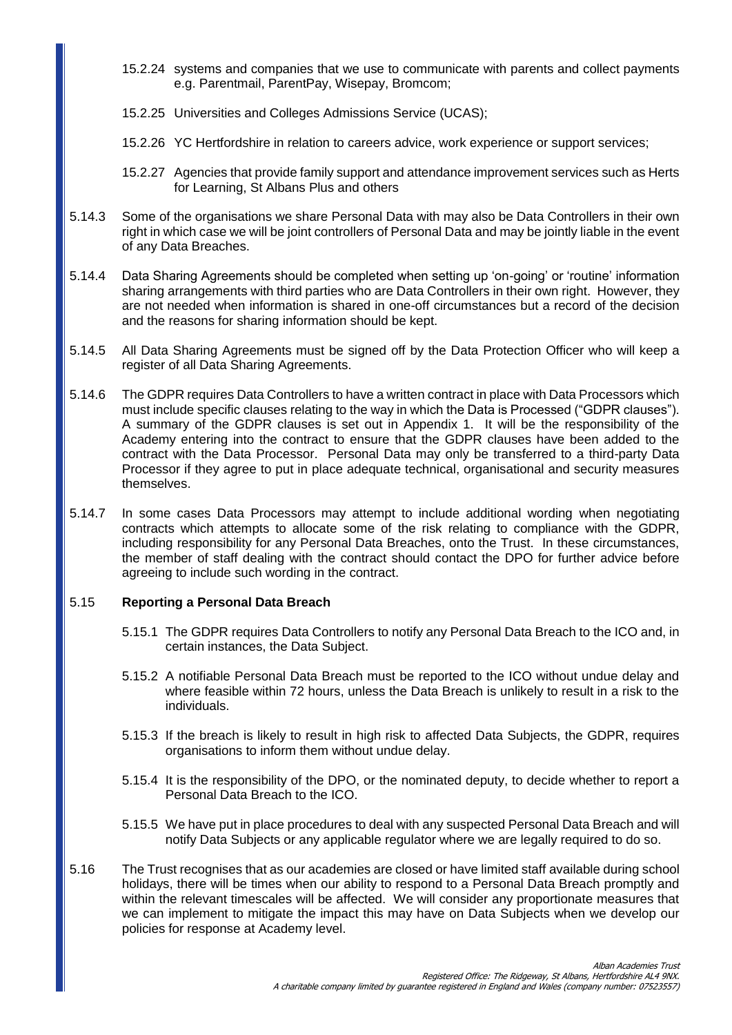15.2.24 systems and companies that we use to communicate with parents and collect payments e.g. Parentmail, ParentPay, Wisepay, Bromcom;

15.2.25 Universities and Colleges Admissions Service (UCAS);

15.2.26 YC Hertfordshire in relation to careers advice, work experience or support services;

15.2.27 Agencies that provide family support and attendance improvement services such as Herts for Learning, St Albans Plus and others

5.14.3 Some of the organisations we share Personal Data with may also be Data Controllers in their own right in which case we will be joint controllers of Personal Data and may be jointly liable in the event of any Data Breaches.

5.14.4 Data Sharing Agreements should be completed when setting up 'on-going' or 'routine' information sharing arrangements with third parties who are Data Controllers in their own right. However, they are not needed when information is shared in one-off circumstances but a record of the decision and the reasons for sharing information should be kept.

5.14.5 All Data Sharing Agreements must be signed off by the Data Protection Officer who will keep a register of all Data Sharing Agreements.

5.14.6 The GDPR requires Data Controllers to have a written contract in place with Data Processors which must include specific clauses relating to the way in which the Data is Processed ("GDPR clauses"). A summary of the GDPR clauses is set out in Appendix 1. It will be the responsibility of the Academy entering into the contract to ensure that the GDPR clauses have been added to the contract with the Data Processor. Personal Data may only be transferred to a third-party Data Processor if they agree to put in place adequate technical, organisational and security measures themselves.

5.14.7 In some cases Data Processors may attempt to include additional wording when negotiating contracts which attempts to allocate some of the risk relating to compliance with the GDPR, including responsibility for any Personal Data Breaches, onto the Trust. In these circumstances, the member of staff dealing with the contract should contact the DPO for further advice before agreeing to include such wording in the contract.

5.15 **Reporting a Personal Data Breach**

5.15.1 The GDPR requires Data Controllers to notify any Personal Data Breach to the ICO and, in certain instances, the Data Subject.

5.15.2 A notifiable Personal Data Breach must be reported to the ICO without undue delay and where feasible within 72 hours, unless the Data Breach is unlikely to result in a risk to the individuals.

5.15.3 If the breach is likely to result in high risk to affected Data Subjects, the GDPR, requires organisations to inform them without undue delay.

5.15.4 It is the responsibility of the DPO, or the nominated deputy, to decide whether to report a Personal Data Breach to the ICO.

5.15.5 We have put in place procedures to deal with any suspected Personal Data Breach and will notify Data Subjects or any applicable regulator where we are legally required to do so.

5.16 The Trust recognises that as our academies are closed or have limited staff available during school holidays, there will be times when our ability to respond to a Personal Data Breach promptly and within the relevant timescales will be affected. We will consider any proportionate measures that we can implement to mitigate the impact this may have on Data Subjects when we develop our policies for response at Academy level.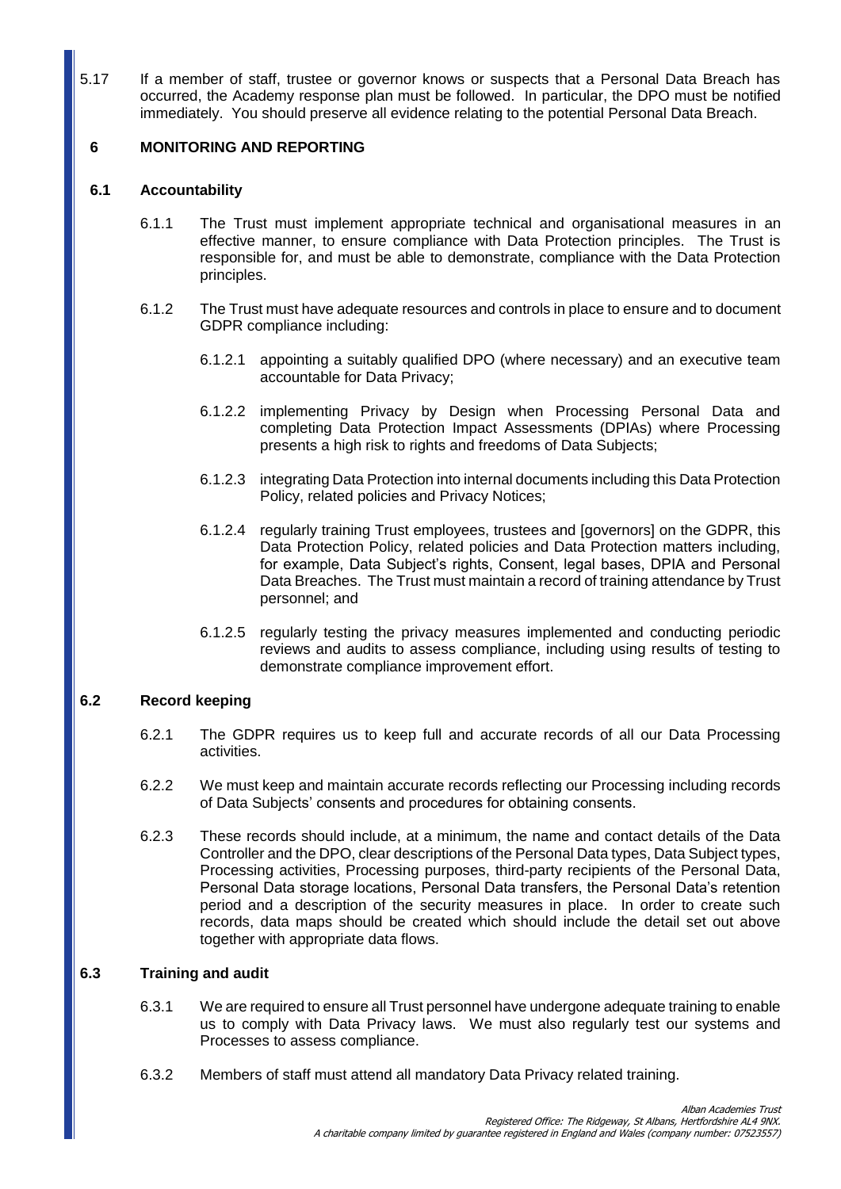5.17 If a member of staff, trustee or governor knows or suspects that a Personal Data Breach has occurred, the Academy response plan must be followed. In particular, the DPO must be notified immediately. You should preserve all evidence relating to the potential Personal Data Breach.

## 6 MONITORING AND REPORTING

### 6.1 Accountability

6.1.1 The Trust must implement appropriate technical and organisational measures in an effective manner, to ensure compliance with Data Protection principles. The Trust is responsible for, and must be able to demonstrate, compliance with the Data Protection principles.

6.1.2 The Trust must have adequate resources and controls in place to ensure and to document GDPR compliance including:

6.1.2.1 appointing a suitably qualified DPO (where necessary) and an executive team accountable for Data Privacy;

6.1.2.2 implementing Privacy by Design when Processing Personal Data and completing Data Protection Impact Assessments (DPIAs) where Processing presents a high risk to rights and freedoms of Data Subjects;

6.1.2.3 integrating Data Protection into internal documents including this Data Protection Policy, related policies and Privacy Notices;

6.1.2.4 regularly training Trust employees, trustees and [governors] on the GDPR, this Data Protection Policy, related policies and Data Protection matters including, for example, Data Subject's rights, Consent, legal bases, DPIA and Personal Data Breaches. The Trust must maintain a record of training attendance by Trust personnel; and

6.1.2.5 regularly testing the privacy measures implemented and conducting periodic reviews and audits to assess compliance, including using results of testing to demonstrate compliance improvement effort.

### 6.2 Record keeping

6.2.1 The GDPR requires us to keep full and accurate records of all our Data Processing activities.

6.2.2 We must keep and maintain accurate records reflecting our Processing including records of Data Subjects' consents and procedures for obtaining consents.

6.2.3 These records should include, at a minimum, the name and contact details of the Data Controller and the DPO, clear descriptions of the Personal Data types, Data Subject types, Processing activities, Processing purposes, third-party recipients of the Personal Data, Personal Data storage locations, Personal Data transfers, the Personal Data's retention period and a description of the security measures in place. In order to create such records, data maps should be created which should include the detail set out above together with appropriate data flows.

### 6.3 Training and audit

6.3.1 We are required to ensure all Trust personnel have undergone adequate training to enable us to comply with Data Privacy laws. We must also regularly test our systems and Processes to assess compliance.

6.3.2 Members of staff must attend all mandatory Data Privacy related training.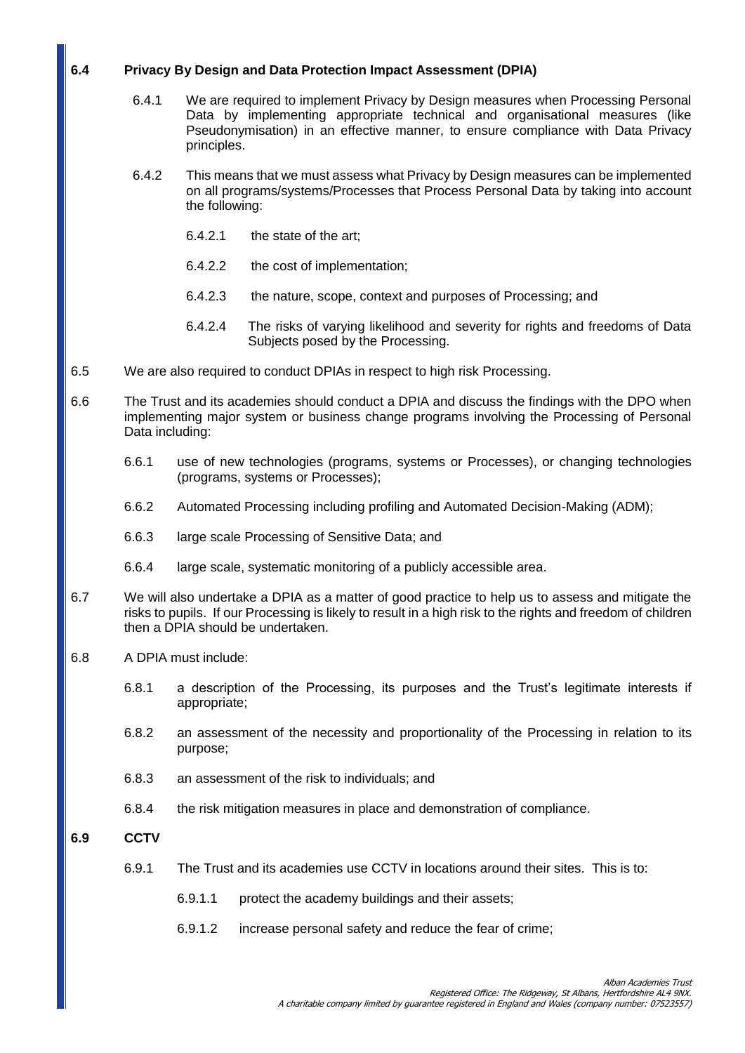### 6.4 Privacy By Design and Data Protection Impact Assessment (DPIA)

6.4.1 We are required to implement Privacy by Design measures when Processing Personal Data by implementing appropriate technical and organisational measures (like Pseudonymisation) in an effective manner, to ensure compliance with Data Privacy principles.

6.4.2 This means that we must assess what Privacy by Design measures can be implemented on all programs/systems/Processes that Process Personal Data by taking into account the following:

6.4.2.1 the state of the art;

6.4.2.2 the cost of implementation;

6.4.2.3 the nature, scope, context and purposes of Processing; and

6.4.2.4 The risks of varying likelihood and severity for rights and freedoms of Data Subjects posed by the Processing.

6.5 We are also required to conduct DPIAs in respect to high risk Processing.

6.6 The Trust and its academies should conduct a DPIA and discuss the findings with the DPO when implementing major system or business change programs involving the Processing of Personal Data including:

6.6.1 use of new technologies (programs, systems or Processes), or changing technologies (programs, systems or Processes);

6.6.2 Automated Processing including profiling and Automated Decision-Making (ADM);

6.6.3 large scale Processing of Sensitive Data; and

6.6.4 large scale, systematic monitoring of a publicly accessible area.

6.7 We will also undertake a DPIA as a matter of good practice to help us to assess and mitigate the risks to pupils. If our Processing is likely to result in a high risk to the rights and freedom of children then a DPIA should be undertaken.

6.8 A DPIA must include:

6.8.1 a description of the Processing, its purposes and the Trust's legitimate interests if appropriate;

6.8.2 an assessment of the necessity and proportionality of the Processing in relation to its purpose;

6.8.3 an assessment of the risk to individuals; and

6.8.4 the risk mitigation measures in place and demonstration of compliance.

### 6.9 CCTV

6.9.1 The Trust and its academies use CCTV in locations around their sites. This is to:

6.9.1.1 protect the academy buildings and their assets;

6.9.1.2 increase personal safety and reduce the fear of crime;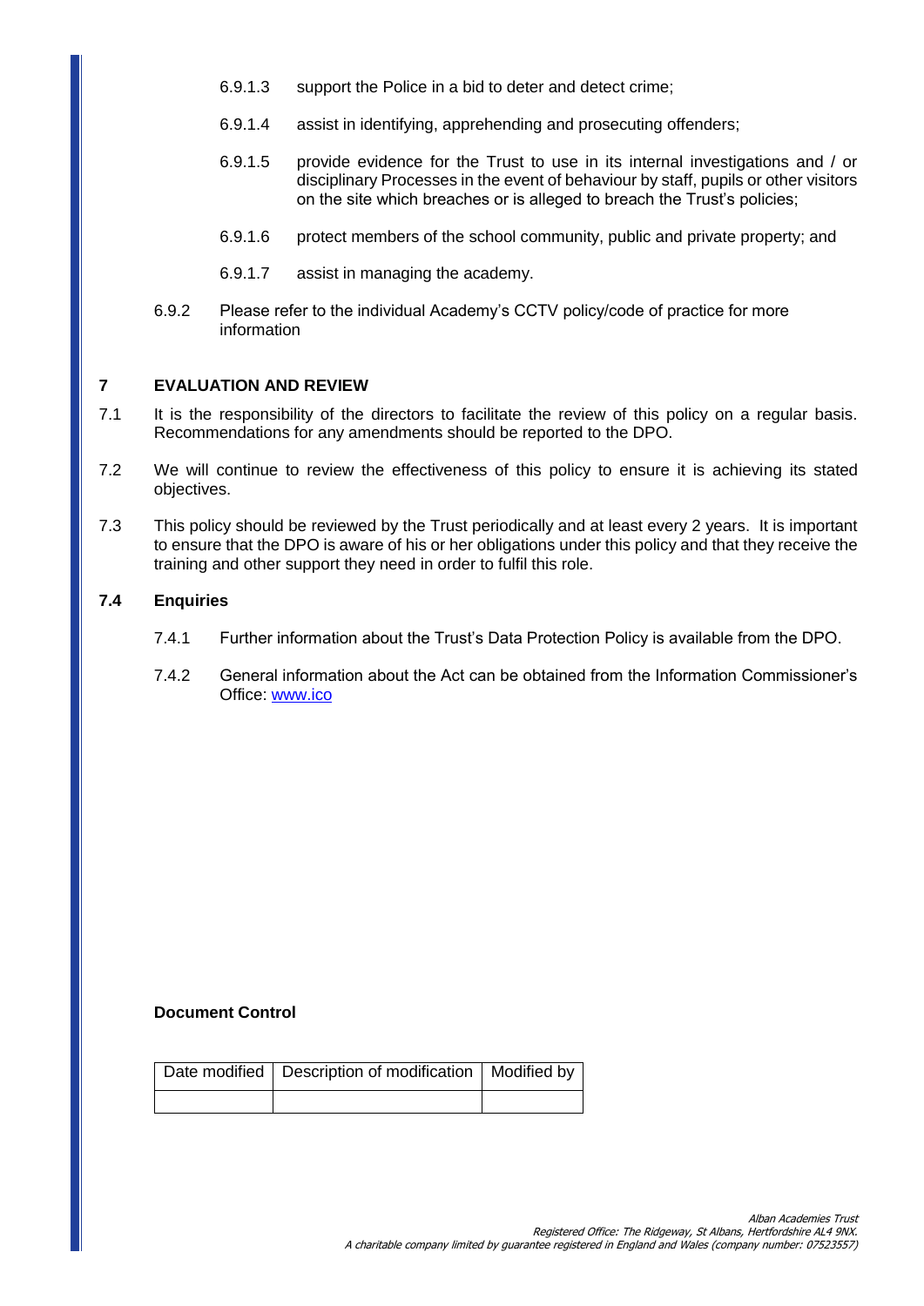6.9.1.3 support the Police in a bid to deter and detect crime;

6.9.1.4 assist in identifying, apprehending and prosecuting offenders;

6.9.1.5 provide evidence for the Trust to use in its internal investigations and / or disciplinary Processes in the event of behaviour by staff, pupils or other visitors on the site which breaches or is alleged to breach the Trust's policies;

6.9.1.6 protect members of the school community, public and private property; and

6.9.1.7 assist in managing the academy.

6.9.2 Please refer to the individual Academy's CCTV policy/code of practice for more information

## 7 EVALUATION AND REVIEW

7.1 It is the responsibility of the directors to facilitate the review of this policy on a regular basis. Recommendations for any amendments should be reported to the DPO.

7.2 We will continue to review the effectiveness of this policy to ensure it is achieving its stated objectives.

7.3 This policy should be reviewed by the Trust periodically and at least every 2 years. It is important to ensure that the DPO is aware of his or her obligations under this policy and that they receive the training and other support they need in order to fulfil this role.

### 7.4 Enquiries

7.4.1 Further information about the Trust's Data Protection Policy is available from the DPO.

7.4.2 General information about the Act can be obtained from the Information Commissioner's Office: www.ico

**Document Control**

| Date modified | Description of modification | Modified by |
| --- | --- | --- |
| | | |

*Alban Academies Trust*
*Registered Office: The Ridgeway, St Albans, Hertfordshire AL4 9NX.*
*A charitable company limited by guarantee registered in England and Wales (company number: 07523557)*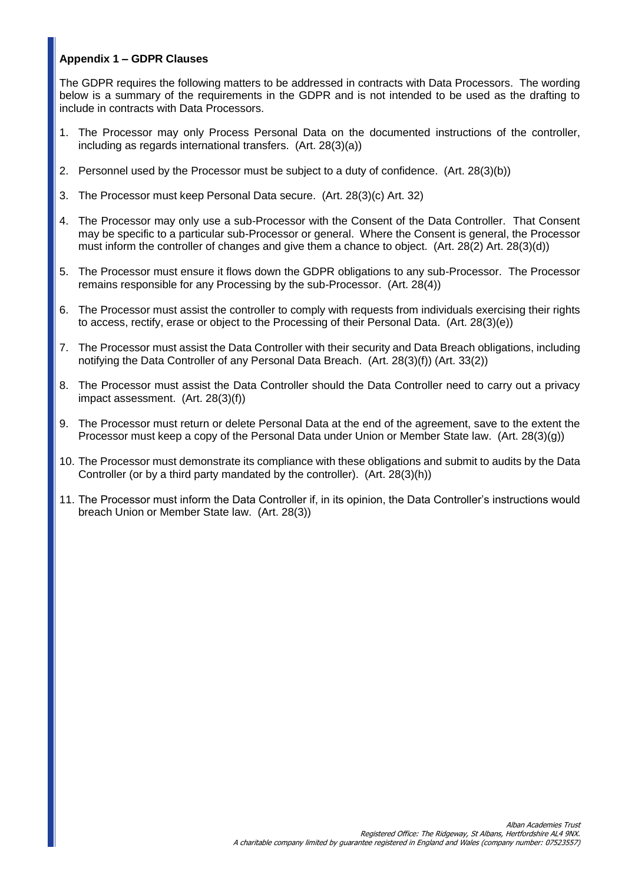**Appendix 1 – GDPR Clauses**

The GDPR requires the following matters to be addressed in contracts with Data Processors. The wording below is a summary of the requirements in the GDPR and is not intended to be used as the drafting to include in contracts with Data Processors.

1. The Processor may only Process Personal Data on the documented instructions of the controller, including as regards international transfers. (Art. 28(3)(a))

2. Personnel used by the Processor must be subject to a duty of confidence. (Art. 28(3)(b))

3. The Processor must keep Personal Data secure. (Art. 28(3)(c) Art. 32)

4. The Processor may only use a sub-Processor with the Consent of the Data Controller. That Consent may be specific to a particular sub-Processor or general. Where the Consent is general, the Processor must inform the controller of changes and give them a chance to object. (Art. 28(2) Art. 28(3)(d))

5. The Processor must ensure it flows down the GDPR obligations to any sub-Processor. The Processor remains responsible for any Processing by the sub-Processor. (Art. 28(4))

6. The Processor must assist the controller to comply with requests from individuals exercising their rights to access, rectify, erase or object to the Processing of their Personal Data. (Art. 28(3)(e))

7. The Processor must assist the Data Controller with their security and Data Breach obligations, including notifying the Data Controller of any Personal Data Breach. (Art. 28(3)(f)) (Art. 33(2))

8. The Processor must assist the Data Controller should the Data Controller need to carry out a privacy impact assessment. (Art. 28(3)(f))

9. The Processor must return or delete Personal Data at the end of the agreement, save to the extent the Processor must keep a copy of the Personal Data under Union or Member State law. (Art. 28(3)(g))

10. The Processor must demonstrate its compliance with these obligations and submit to audits by the Data Controller (or by a third party mandated by the controller). (Art. 28(3)(h))

11. The Processor must inform the Data Controller if, in its opinion, the Data Controller's instructions would breach Union or Member State law. (Art. 28(3))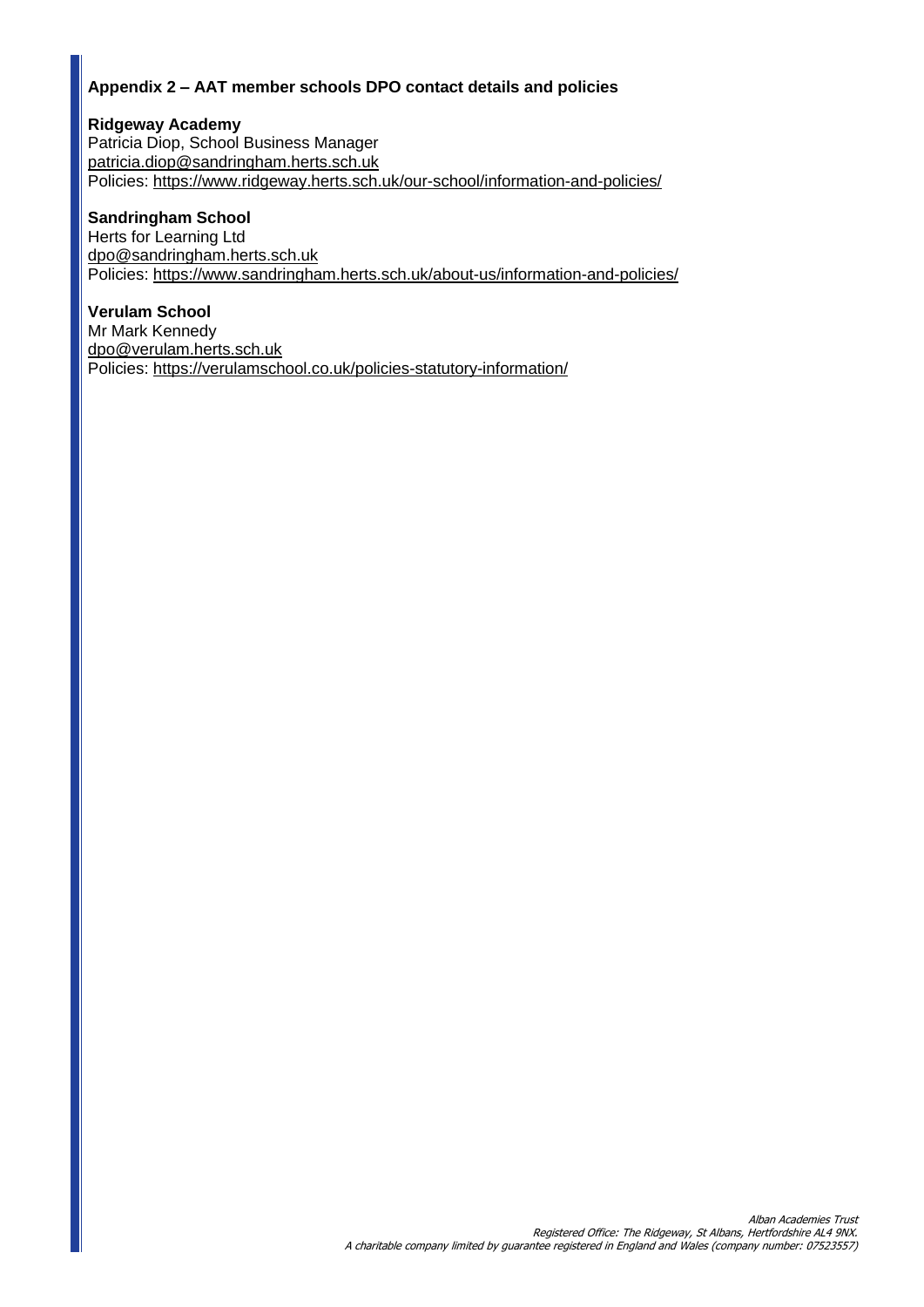## Appendix 2 – AAT member schools DPO contact details and policies

**Ridgeway Academy**
Patricia Diop, School Business Manager
patricia.diop@sandringham.herts.sch.uk
Policies: https://www.ridgeway.herts.sch.uk/our-school/information-and-policies/

**Sandringham School**
Herts for Learning Ltd
dpo@sandringham.herts.sch.uk
Policies: https://www.sandringham.herts.sch.uk/about-us/information-and-policies/

**Verulam School**
Mr Mark Kennedy
dpo@verulam.herts.sch.uk
Policies: https://verulamschool.co.uk/policies-statutory-information/